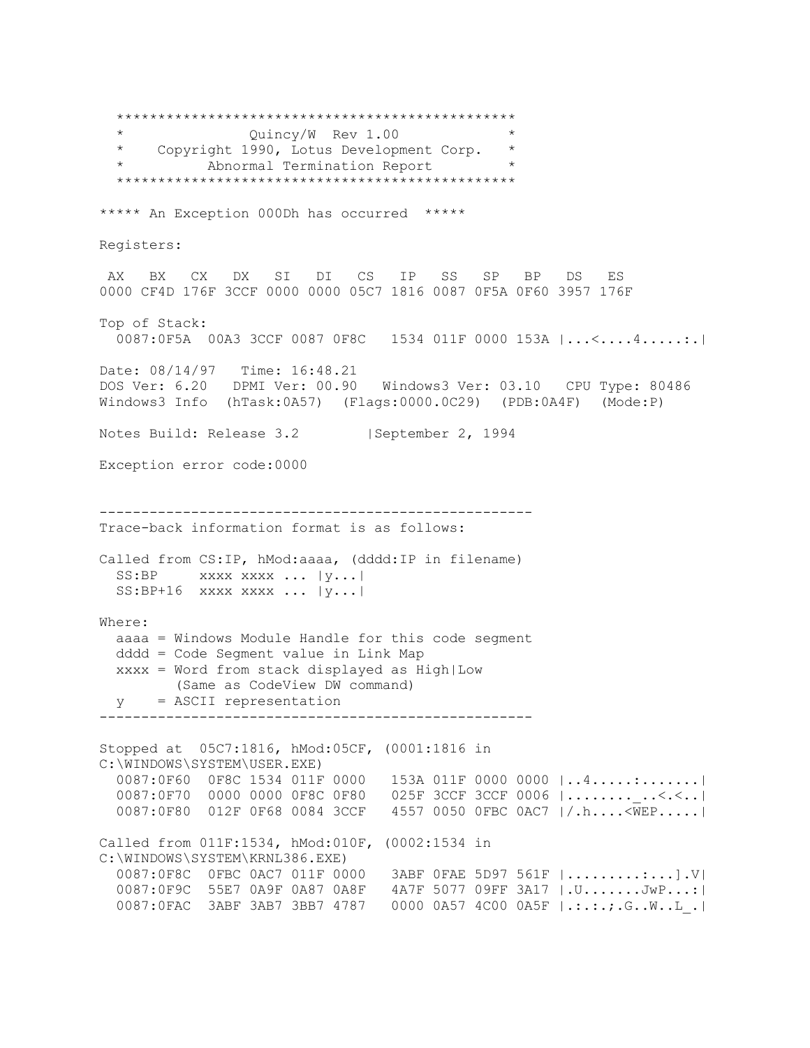```
**********************************************
*              Quincy/W  Rev 1.00            *
*    Copyright 1990, Lotus Development Corp.  *
*          Abnormal Termination Report        *
**********************************************

***** An Exception 000Dh has occurred  *****

Registers:

 AX   BX   CX   DX   SI   DI   CS   IP   SS   SP   BP   DS   ES
0000 CF4D 176F 3CCF 0000 0000 05C7 1816 0087 0F5A 0F60 3957 176F

Top of Stack:
  0087:0F5A  00A3 3CCF 0087 0F8C   1534 011F 0000 153A |...<....4.....:.|

Date: 08/14/97   Time: 16:48.21
DOS Ver: 6.20   DPMI Ver: 00.90   Windows3 Ver: 03.10   CPU Type: 80486
Windows3 Info  (hTask:0A57)  (Flags:0000.0C29)  (PDB:0A4F)  (Mode:P)

Notes Build: Release 3.2        |September 2, 1994

Exception error code:0000


----------------------------------------------------
Trace-back information format is as follows:

Called from CS:IP, hMod:aaaa, (dddd:IP in filename)
  SS:BP     xxxx xxxx ... |y...|
  SS:BP+16  xxxx xxxx ... |y...|

Where:
  aaaa = Windows Module Handle for this code segment
  dddd = Code Segment value in Link Map
  xxxx = Word from stack displayed as High|Low
         (Same as CodeView DW command)
  y    = ASCII representation
----------------------------------------------------

Stopped at  05C7:1816, hMod:05CF, (0001:1816 in
C:\WINDOWS\SYSTEM\USER.EXE)
  0087:0F60  0F8C 1534 011F 0000   153A 011F 0000 0000 |..4.....:.......|
  0087:0F70  0000 0000 0F8C 0F80   025F 3CCF 3CCF 0006 |........_..<.<..|
  0087:0F80  012F 0F68 0084 3CCF   4557 0050 0FBC 0AC7 |/.h....<WEP.....|

Called from 011F:1534, hMod:010F, (0002:1534 in
C:\WINDOWS\SYSTEM\KRNL386.EXE)
  0087:0F8C  0FBC 0AC7 011F 0000   3ABF 0FAE 5D97 561F |........:...].V|
  0087:0F9C  55E7 0A9F 0A87 0A8F   4A7F 5077 09FF 3A17 |.U.......JwP...:|
  0087:0FAC  3ABF 3AB7 3BB7 4787   0000 0A57 4C00 0A5F |.:.:.;.G..W..L_.|
```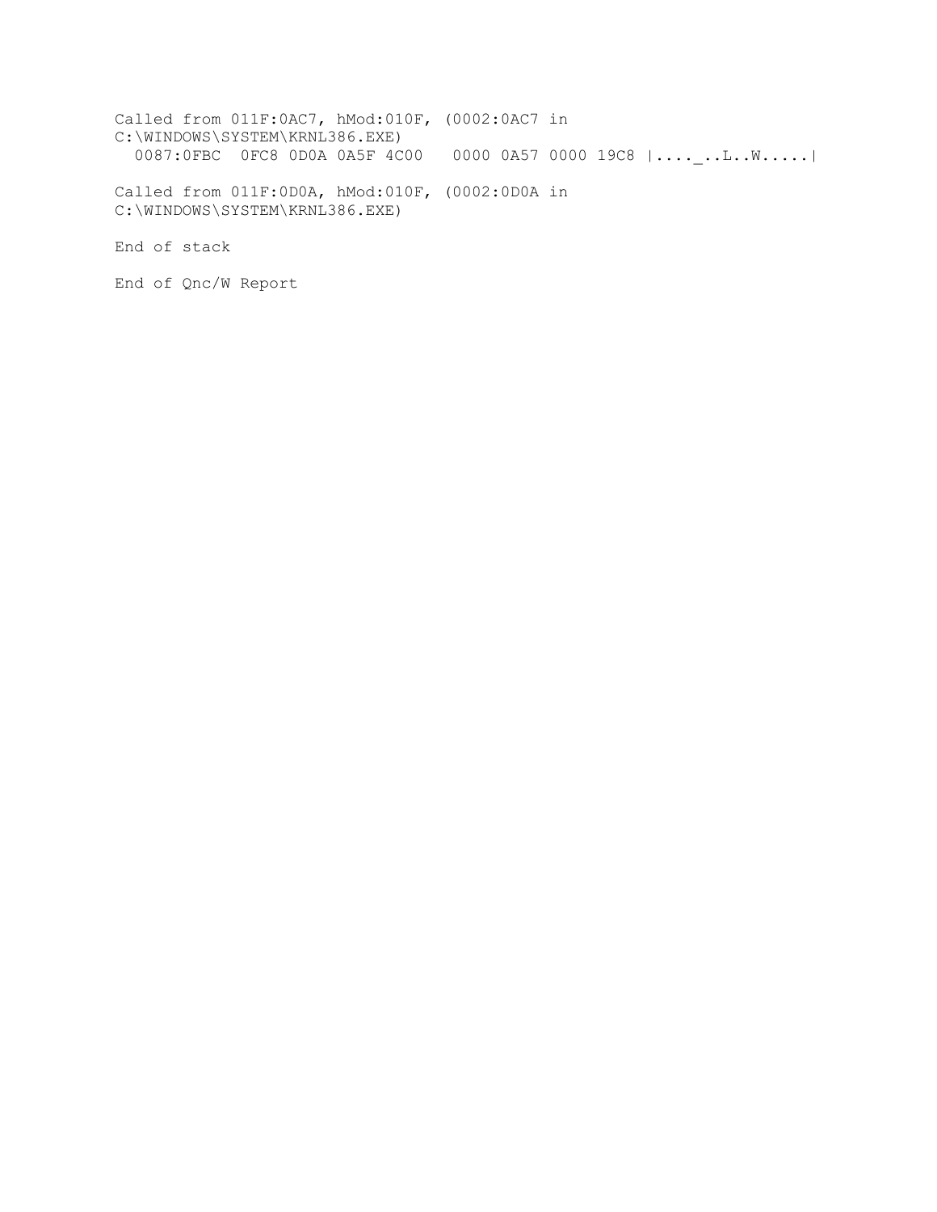Called from 011F:0AC7, hMod:010F, (0002:0AC7 in
C:\WINDOWS\SYSTEM\KRNL386.EXE)

```
  0087:0FBC  0FC8 0D0A 0A5F 4C00   0000 0A57 0000 19C8 |...._..L..W.....|
```

Called from 011F:0D0A, hMod:010F, (0002:0D0A in
C:\WINDOWS\SYSTEM\KRNL386.EXE)

End of stack

End of Qnc/W Report